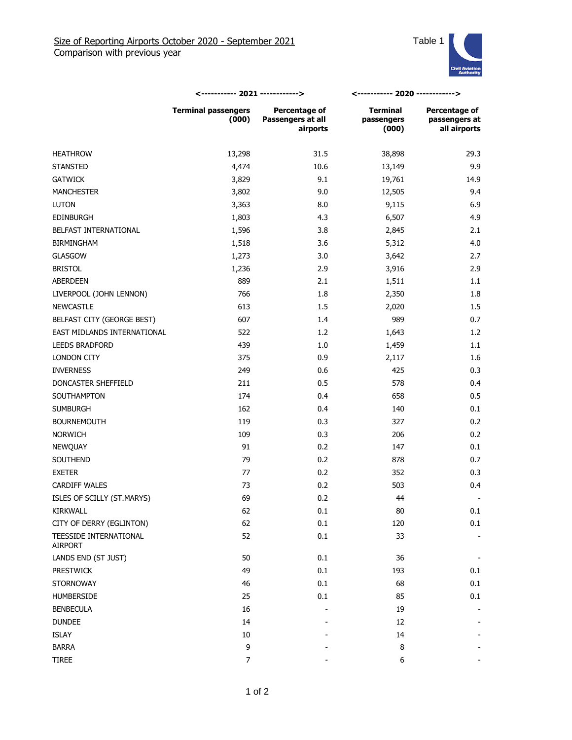Size of Reporting Airports October 2020 - September 2021
Comparison with previous year

Table 1

Civil Aviation Authority

| | 2021 | | 2020 | |
|---|---|---|---|---|
| | **Terminal passengers (000)** | **Percentage of Passengers at all airports** | **Terminal passengers (000)** | **Percentage of passengers at all airports** |
| HEATHROW | 13,298 | 31.5 | 38,898 | 29.3 |
| STANSTED | 4,474 | 10.6 | 13,149 | 9.9 |
| GATWICK | 3,829 | 9.1 | 19,761 | 14.9 |
| MANCHESTER | 3,802 | 9.0 | 12,505 | 9.4 |
| LUTON | 3,363 | 8.0 | 9,115 | 6.9 |
| EDINBURGH | 1,803 | 4.3 | 6,507 | 4.9 |
| BELFAST INTERNATIONAL | 1,596 | 3.8 | 2,845 | 2.1 |
| BIRMINGHAM | 1,518 | 3.6 | 5,312 | 4.0 |
| GLASGOW | 1,273 | 3.0 | 3,642 | 2.7 |
| BRISTOL | 1,236 | 2.9 | 3,916 | 2.9 |
| ABERDEEN | 889 | 2.1 | 1,511 | 1.1 |
| LIVERPOOL (JOHN LENNON) | 766 | 1.8 | 2,350 | 1.8 |
| NEWCASTLE | 613 | 1.5 | 2,020 | 1.5 |
| BELFAST CITY (GEORGE BEST) | 607 | 1.4 | 989 | 0.7 |
| EAST MIDLANDS INTERNATIONAL | 522 | 1.2 | 1,643 | 1.2 |
| LEEDS BRADFORD | 439 | 1.0 | 1,459 | 1.1 |
| LONDON CITY | 375 | 0.9 | 2,117 | 1.6 |
| INVERNESS | 249 | 0.6 | 425 | 0.3 |
| DONCASTER SHEFFIELD | 211 | 0.5 | 578 | 0.4 |
| SOUTHAMPTON | 174 | 0.4 | 658 | 0.5 |
| SUMBURGH | 162 | 0.4 | 140 | 0.1 |
| BOURNEMOUTH | 119 | 0.3 | 327 | 0.2 |
| NORWICH | 109 | 0.3 | 206 | 0.2 |
| NEWQUAY | 91 | 0.2 | 147 | 0.1 |
| SOUTHEND | 79 | 0.2 | 878 | 0.7 |
| EXETER | 77 | 0.2 | 352 | 0.3 |
| CARDIFF WALES | 73 | 0.2 | 503 | 0.4 |
| ISLES OF SCILLY (ST.MARYS) | 69 | 0.2 | 44 | - |
| KIRKWALL | 62 | 0.1 | 80 | 0.1 |
| CITY OF DERRY (EGLINTON) | 62 | 0.1 | 120 | 0.1 |
| TEESSIDE INTERNATIONAL AIRPORT | 52 | 0.1 | 33 | - |
| LANDS END (ST JUST) | 50 | 0.1 | 36 | - |
| PRESTWICK | 49 | 0.1 | 193 | 0.1 |
| STORNOWAY | 46 | 0.1 | 68 | 0.1 |
| HUMBERSIDE | 25 | 0.1 | 85 | 0.1 |
| BENBECULA | 16 | - | 19 | - |
| DUNDEE | 14 | - | 12 | - |
| ISLAY | 10 | - | 14 | - |
| BARRA | 9 | - | 8 | - |
| TIREE | 7 | - | 6 | - |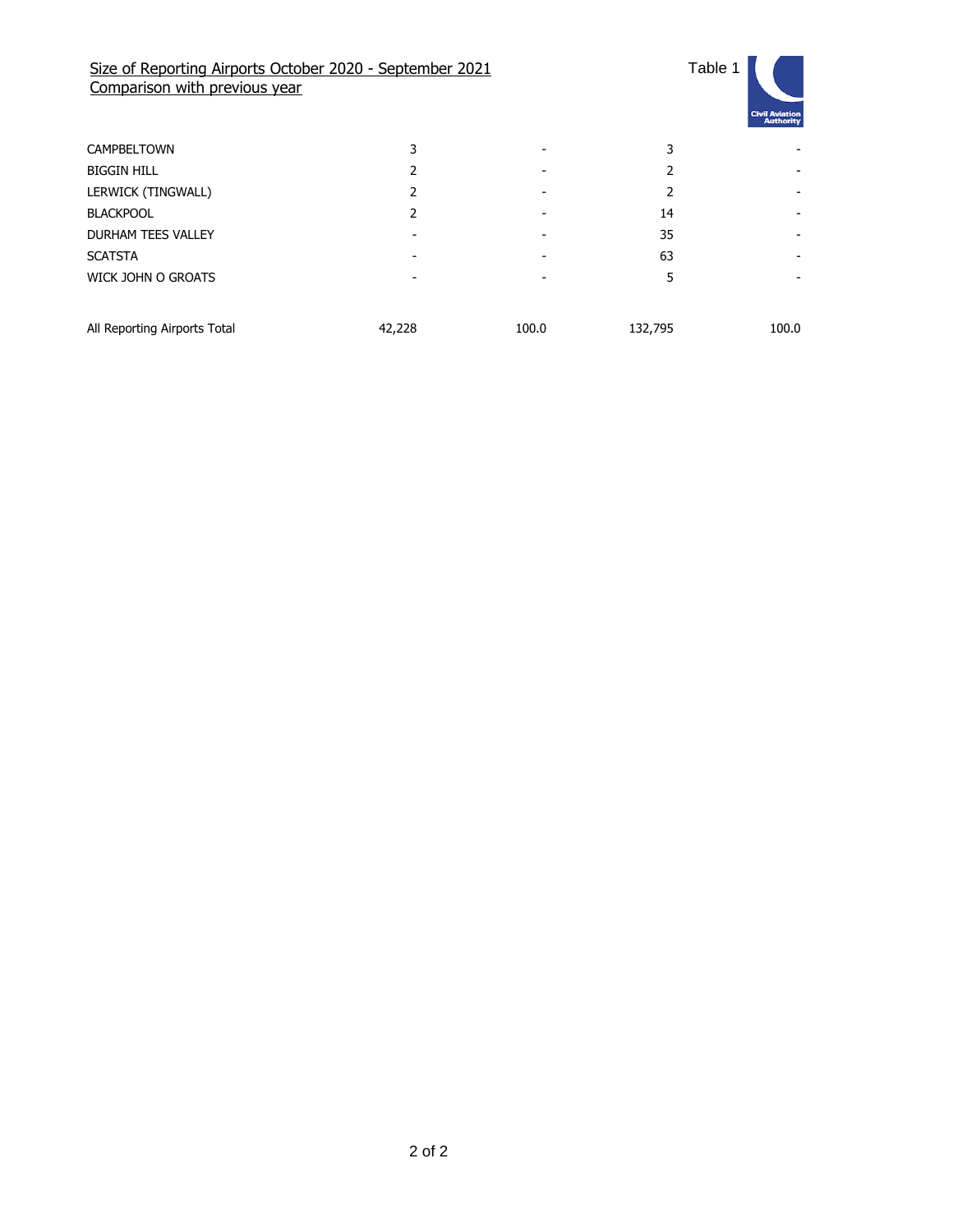Size of Reporting Airports October 2020 - September 2021
Comparison with previous year

Table 1

| | | | | |
|---|---|---|---|---|
| CAMPBELTOWN | 3 | - | 3 | - |
| BIGGIN HILL | 2 | - | 2 | - |
| LERWICK (TINGWALL) | 2 | - | 2 | - |
| BLACKPOOL | 2 | - | 14 | - |
| DURHAM TEES VALLEY | - | - | 35 | - |
| SCATSTA | - | - | 63 | - |
| WICK JOHN O GROATS | - | - | 5 | - |
| All Reporting Airports Total | 42,228 | 100.0 | 132,795 | 100.0 |